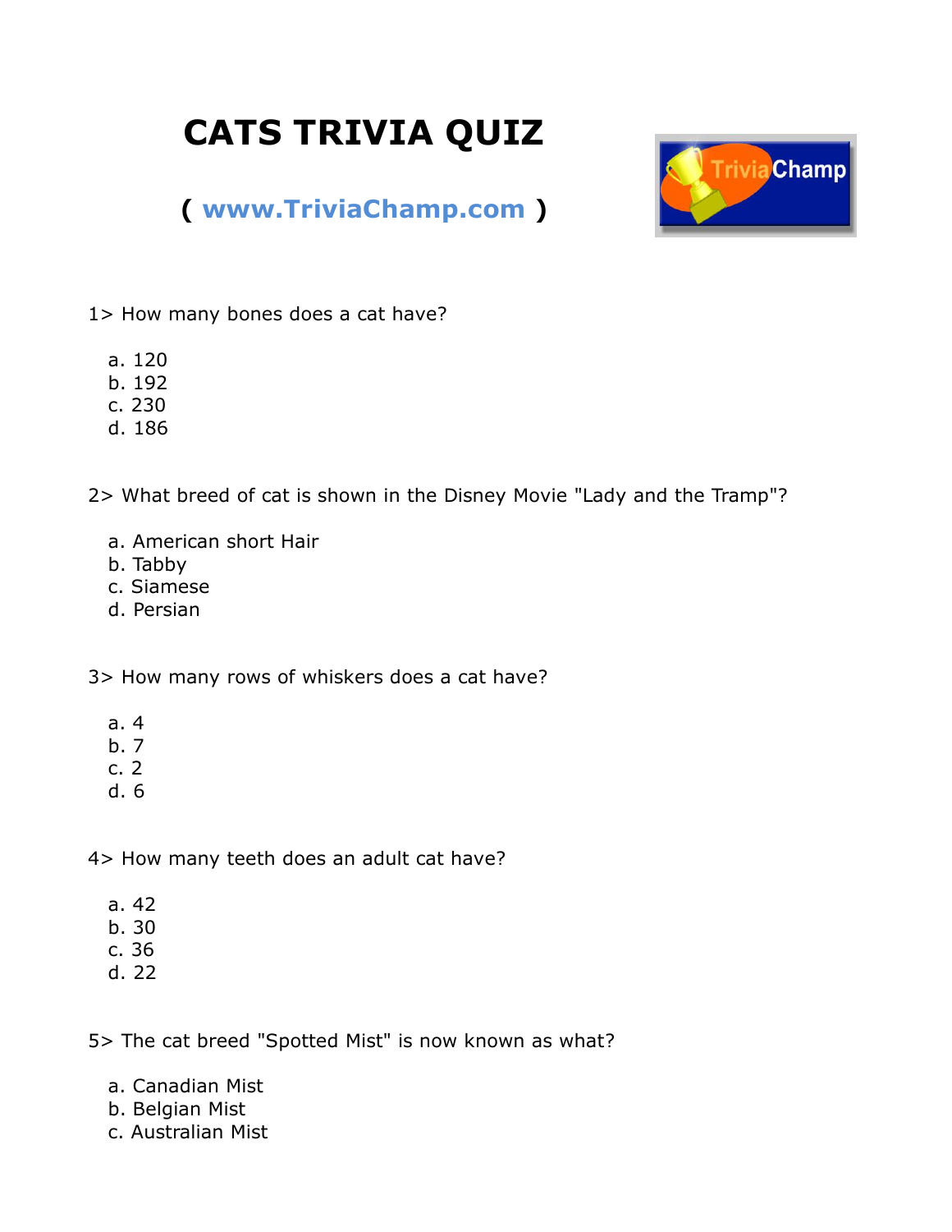# CATS TRIVIA QUIZ

**( www.TriviaChamp.com )**

1> How many bones does a cat have?

a. 120
b. 192
c. 230
d. 186

2> What breed of cat is shown in the Disney Movie "Lady and the Tramp"?

a. American short Hair
b. Tabby
c. Siamese
d. Persian

3> How many rows of whiskers does a cat have?

a. 4
b. 7
c. 2
d. 6

4> How many teeth does an adult cat have?

a. 42
b. 30
c. 36
d. 22

5> The cat breed "Spotted Mist" is now known as what?

a. Canadian Mist
b. Belgian Mist
c. Australian Mist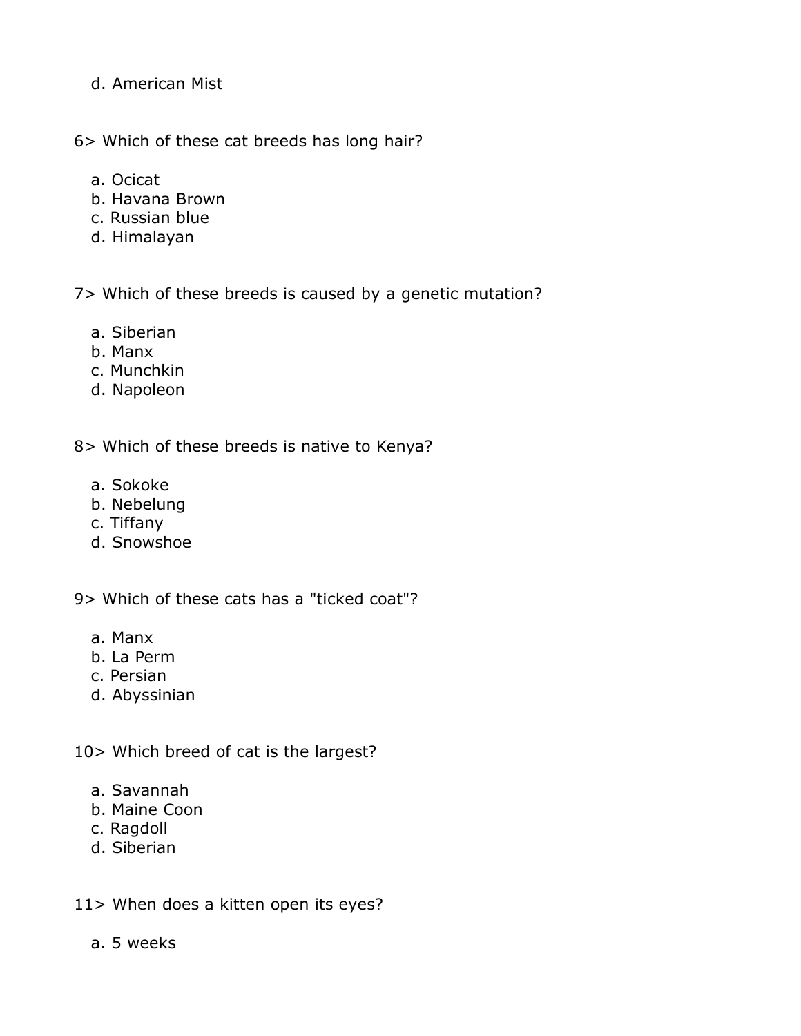d. American Mist

6> Which of these cat breeds has long hair?

a. Ocicat
b. Havana Brown
c. Russian blue
d. Himalayan

7> Which of these breeds is caused by a genetic mutation?

a. Siberian
b. Manx
c. Munchkin
d. Napoleon

8> Which of these breeds is native to Kenya?

a. Sokoke
b. Nebelung
c. Tiffany
d. Snowshoe

9> Which of these cats has a "ticked coat"?

a. Manx
b. La Perm
c. Persian
d. Abyssinian

10> Which breed of cat is the largest?

a. Savannah
b. Maine Coon
c. Ragdoll
d. Siberian

11> When does a kitten open its eyes?

a. 5 weeks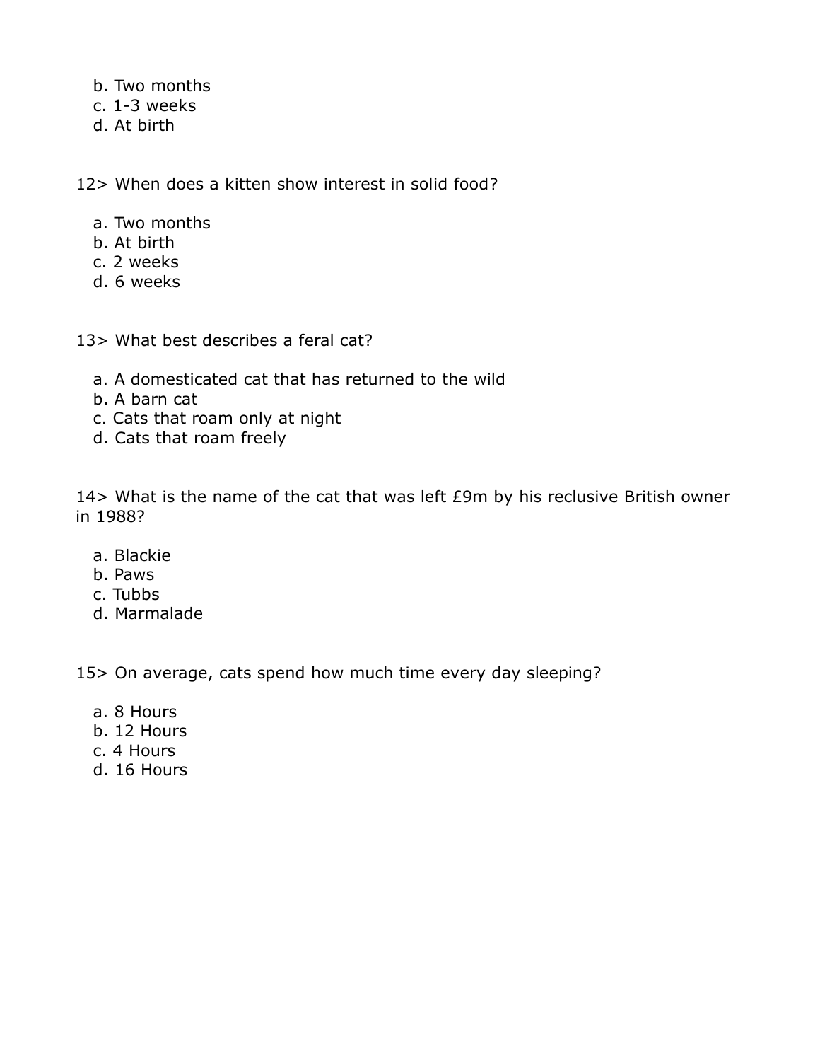b. Two months
c. 1-3 weeks
d. At birth

12> When does a kitten show interest in solid food?

a. Two months
b. At birth
c. 2 weeks
d. 6 weeks

13> What best describes a feral cat?

a. A domesticated cat that has returned to the wild
b. A barn cat
c. Cats that roam only at night
d. Cats that roam freely

14> What is the name of the cat that was left £9m by his reclusive British owner in 1988?

a. Blackie
b. Paws
c. Tubbs
d. Marmalade

15> On average, cats spend how much time every day sleeping?

a. 8 Hours
b. 12 Hours
c. 4 Hours
d. 16 Hours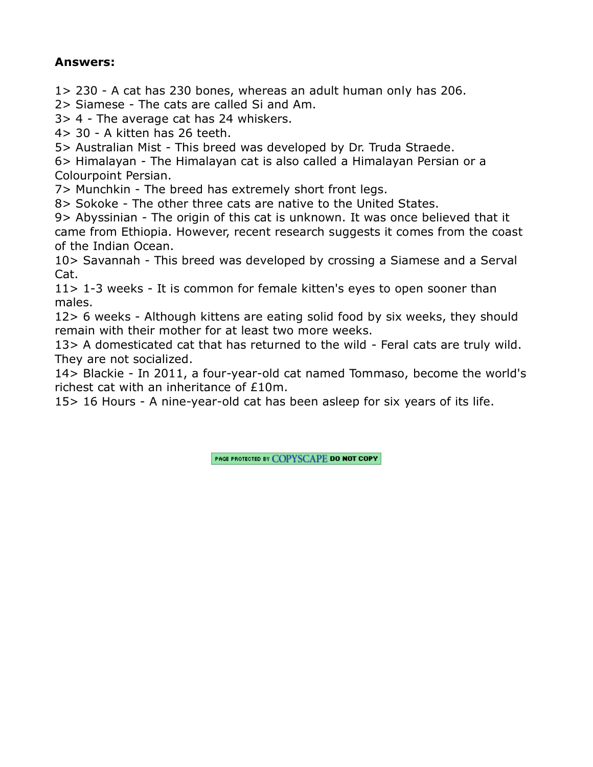**Answers:**

1> 230 - A cat has 230 bones, whereas an adult human only has 206.
2> Siamese - The cats are called Si and Am.
3> 4 - The average cat has 24 whiskers.
4> 30 - A kitten has 26 teeth.
5> Australian Mist - This breed was developed by Dr. Truda Straede.
6> Himalayan - The Himalayan cat is also called a Himalayan Persian or a Colourpoint Persian.
7> Munchkin - The breed has extremely short front legs.
8> Sokoke - The other three cats are native to the United States.
9> Abyssinian - The origin of this cat is unknown. It was once believed that it came from Ethiopia. However, recent research suggests it comes from the coast of the Indian Ocean.
10> Savannah - This breed was developed by crossing a Siamese and a Serval Cat.
11> 1-3 weeks - It is common for female kitten's eyes to open sooner than males.
12> 6 weeks - Although kittens are eating solid food by six weeks, they should remain with their mother for at least two more weeks.
13> A domesticated cat that has returned to the wild - Feral cats are truly wild. They are not socialized.
14> Blackie - In 2011, a four-year-old cat named Tommaso, become the world's richest cat with an inheritance of £10m.
15> 16 Hours - A nine-year-old cat has been asleep for six years of its life.

PAGE PROTECTED BY COPYSCAPE DO NOT COPY